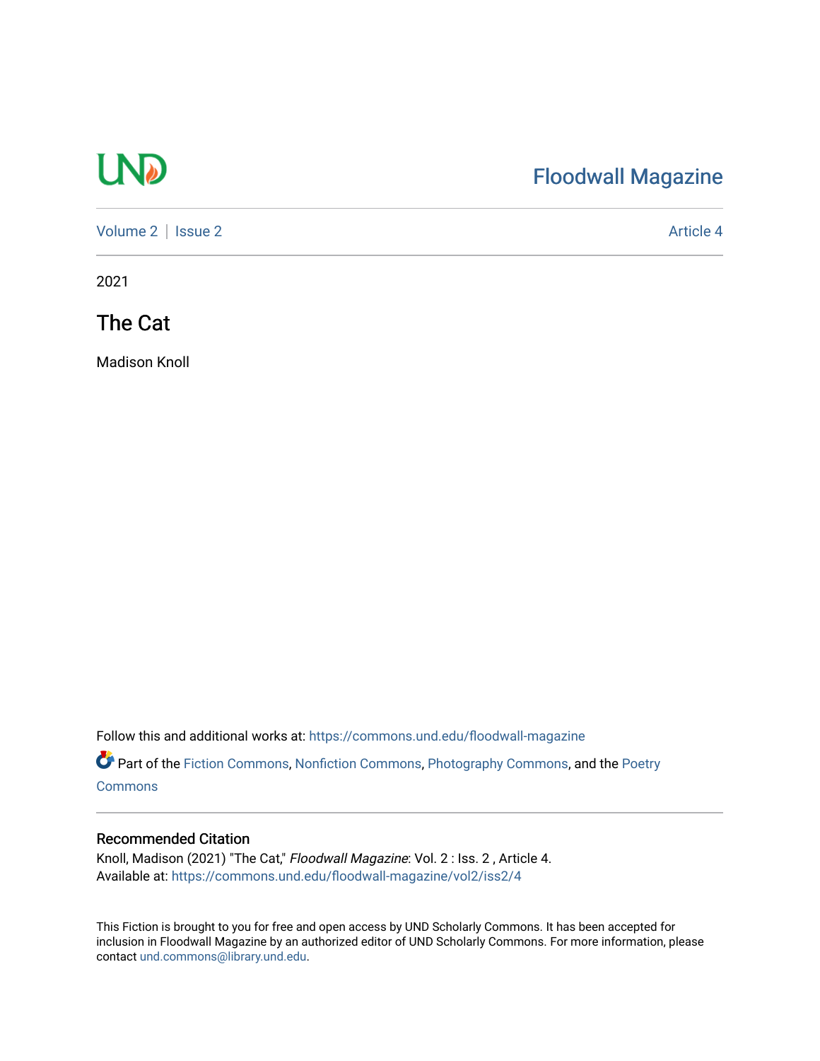Floodwall Magazine

Volume 2 | Issue 2 Article 4

2021

# The Cat

Madison Knoll

Follow this and additional works at: https://commons.und.edu/floodwall-magazine

Part of the Fiction Commons, Nonfiction Commons, Photography Commons, and the Poetry Commons

## Recommended Citation

Knoll, Madison (2021) "The Cat," *Floodwall Magazine*: Vol. 2 : Iss. 2 , Article 4.
Available at: https://commons.und.edu/floodwall-magazine/vol2/iss2/4

This Fiction is brought to you for free and open access by UND Scholarly Commons. It has been accepted for inclusion in Floodwall Magazine by an authorized editor of UND Scholarly Commons. For more information, please contact und.commons@library.und.edu.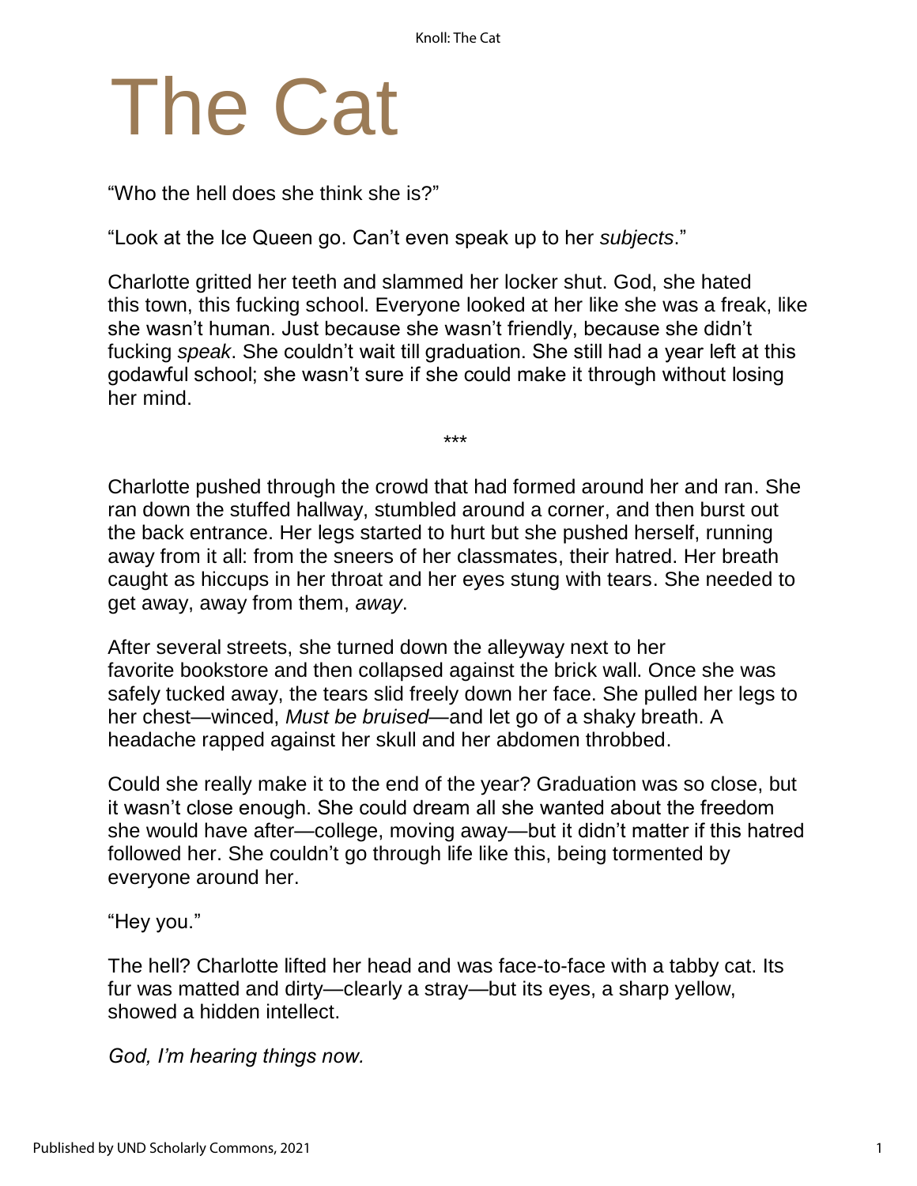# The Cat

"Who the hell does she think she is?"

"Look at the Ice Queen go. Can't even speak up to her *subjects*."

Charlotte gritted her teeth and slammed her locker shut. God, she hated this town, this fucking school. Everyone looked at her like she was a freak, like she wasn't human. Just because she wasn't friendly, because she didn't fucking *speak*. She couldn't wait till graduation. She still had a year left at this godawful school; she wasn't sure if she could make it through without losing her mind.

***

Charlotte pushed through the crowd that had formed around her and ran. She ran down the stuffed hallway, stumbled around a corner, and then burst out the back entrance. Her legs started to hurt but she pushed herself, running away from it all: from the sneers of her classmates, their hatred. Her breath caught as hiccups in her throat and her eyes stung with tears. She needed to get away, away from them, *away*.

After several streets, she turned down the alleyway next to her favorite bookstore and then collapsed against the brick wall. Once she was safely tucked away, the tears slid freely down her face. She pulled her legs to her chest—winced, *Must be bruised*—and let go of a shaky breath. A headache rapped against her skull and her abdomen throbbed.

Could she really make it to the end of the year? Graduation was so close, but it wasn't close enough. She could dream all she wanted about the freedom she would have after—college, moving away—but it didn't matter if this hatred followed her. She couldn't go through life like this, being tormented by everyone around her.

"Hey you."

The hell? Charlotte lifted her head and was face-to-face with a tabby cat. Its fur was matted and dirty—clearly a stray—but its eyes, a sharp yellow, showed a hidden intellect.

*God, I'm hearing things now.*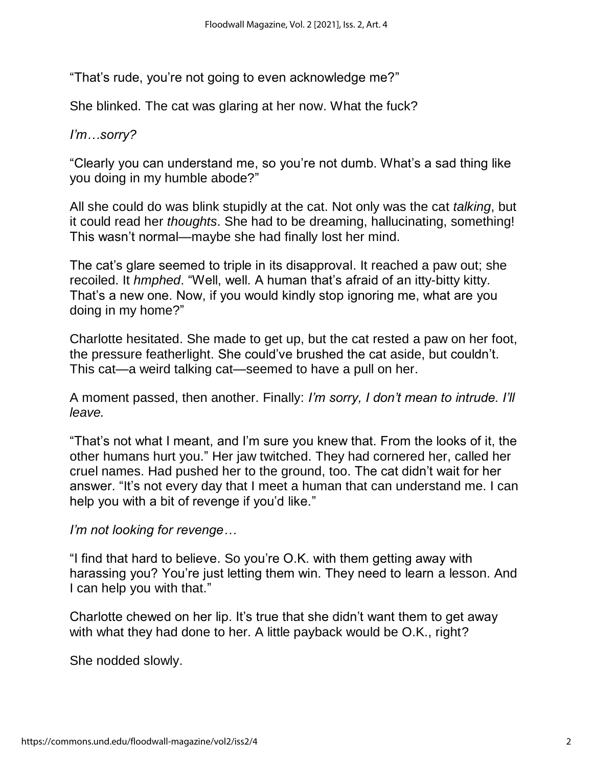"That's rude, you're not going to even acknowledge me?"

She blinked. The cat was glaring at her now. What the fuck?

*I'm…sorry?*

"Clearly you can understand me, so you're not dumb. What's a sad thing like you doing in my humble abode?"

All she could do was blink stupidly at the cat. Not only was the cat *talking*, but it could read her *thoughts*. She had to be dreaming, hallucinating, something! This wasn't normal—maybe she had finally lost her mind.

The cat's glare seemed to triple in its disapproval. It reached a paw out; she recoiled. It *hmphed*. "Well, well. A human that's afraid of an itty-bitty kitty. That's a new one. Now, if you would kindly stop ignoring me, what are you doing in my home?"

Charlotte hesitated. She made to get up, but the cat rested a paw on her foot, the pressure featherlight. She could've brushed the cat aside, but couldn't. This cat—a weird talking cat—seemed to have a pull on her.

A moment passed, then another. Finally: *I'm sorry, I don't mean to intrude. I'll leave.*

"That's not what I meant, and I'm sure you knew that. From the looks of it, the other humans hurt you." Her jaw twitched. They had cornered her, called her cruel names. Had pushed her to the ground, too. The cat didn't wait for her answer. "It's not every day that I meet a human that can understand me. I can help you with a bit of revenge if you'd like."

*I'm not looking for revenge…*

"I find that hard to believe. So you're O.K. with them getting away with harassing you? You're just letting them win. They need to learn a lesson. And I can help you with that."

Charlotte chewed on her lip. It's true that she didn't want them to get away with what they had done to her. A little payback would be O.K., right?

She nodded slowly.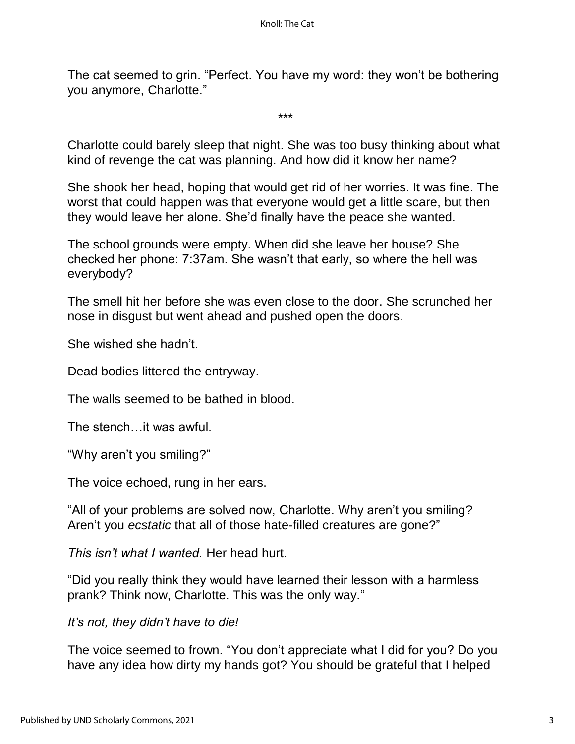The cat seemed to grin. "Perfect. You have my word: they won't be bothering you anymore, Charlotte."

\*\*\*

Charlotte could barely sleep that night. She was too busy thinking about what kind of revenge the cat was planning. And how did it know her name?

She shook her head, hoping that would get rid of her worries. It was fine. The worst that could happen was that everyone would get a little scare, but then they would leave her alone. She'd finally have the peace she wanted.

The school grounds were empty. When did she leave her house? She checked her phone: 7:37am. She wasn't that early, so where the hell was everybody?

The smell hit her before she was even close to the door. She scrunched her nose in disgust but went ahead and pushed open the doors.

She wished she hadn't.

Dead bodies littered the entryway.

The walls seemed to be bathed in blood.

The stench…it was awful.

"Why aren't you smiling?"

The voice echoed, rung in her ears.

"All of your problems are solved now, Charlotte. Why aren't you smiling? Aren't you *ecstatic* that all of those hate-filled creatures are gone?"

*This isn't what I wanted.* Her head hurt.

"Did you really think they would have learned their lesson with a harmless prank? Think now, Charlotte. This was the only way."

*It's not, they didn't have to die!*

The voice seemed to frown. "You don't appreciate what I did for you? Do you have any idea how dirty my hands got? You should be grateful that I helped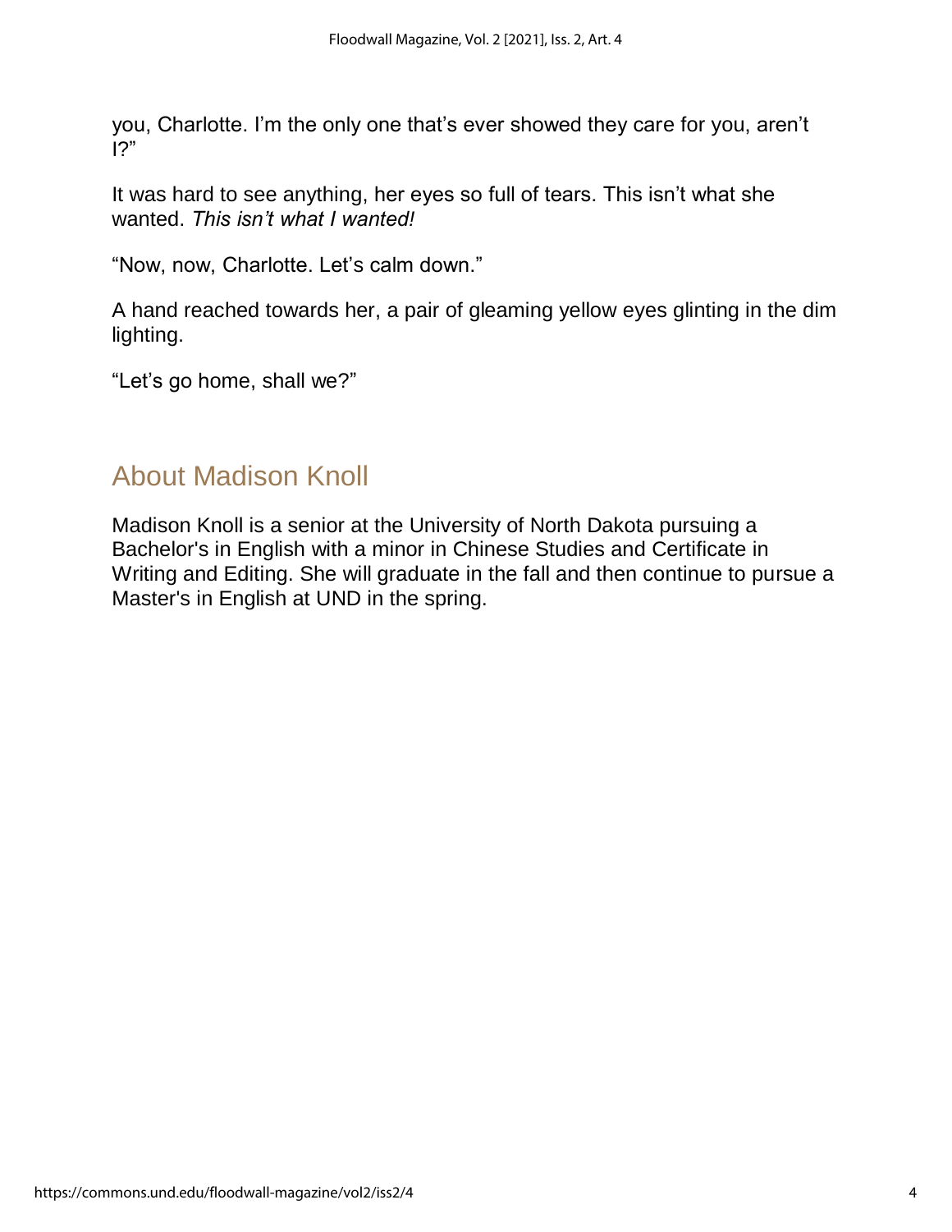you, Charlotte. I'm the only one that's ever showed they care for you, aren't I?"

It was hard to see anything, her eyes so full of tears. This isn't what she wanted. *This isn't what I wanted!*

"Now, now, Charlotte. Let's calm down."

A hand reached towards her, a pair of gleaming yellow eyes glinting in the dim lighting.

"Let's go home, shall we?"

## About Madison Knoll

Madison Knoll is a senior at the University of North Dakota pursuing a Bachelor's in English with a minor in Chinese Studies and Certificate in Writing and Editing. She will graduate in the fall and then continue to pursue a Master's in English at UND in the spring.